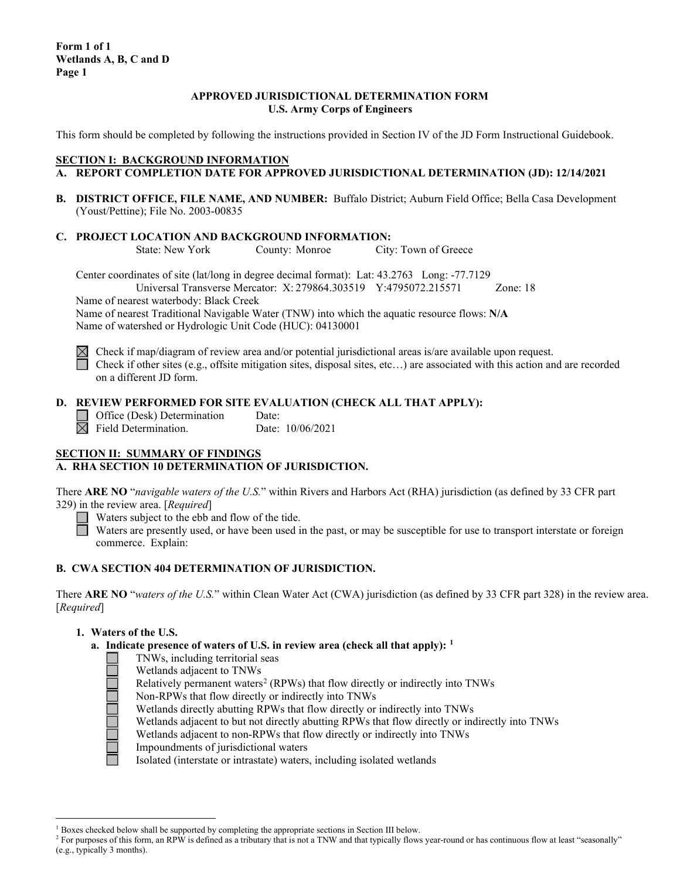**Form 1 of 1**
**Wetlands A, B, C and D**
**Page 1**

**APPROVED JURISDICTIONAL DETERMINATION FORM**
**U.S. Army Corps of Engineers**

This form should be completed by following the instructions provided in Section IV of the JD Form Instructional Guidebook.

## SECTION I: BACKGROUND INFORMATION

**A. REPORT COMPLETION DATE FOR APPROVED JURISDICTIONAL DETERMINATION (JD): 12/14/2021**

**B. DISTRICT OFFICE, FILE NAME, AND NUMBER:** Buffalo District; Auburn Field Office; Bella Casa Development (Youst/Pettine); File No. 2003-00835

**C. PROJECT LOCATION AND BACKGROUND INFORMATION:**

State: New York County: Monroe City: Town of Greece

Center coordinates of site (lat/long in degree decimal format): Lat: 43.2763 Long: -77.7129
Universal Transverse Mercator: X: 279864.303519 Y:4795072.215571 Zone: 18

Name of nearest waterbody: Black Creek

Name of nearest Traditional Navigable Water (TNW) into which the aquatic resource flows: **N/A**

Name of watershed or Hydrologic Unit Code (HUC): 04130001

☒ Check if map/diagram of review area and/or potential jurisdictional areas is/are available upon request.

☐ Check if other sites (e.g., offsite mitigation sites, disposal sites, etc…) are associated with this action and are recorded on a different JD form.

**D. REVIEW PERFORMED FOR SITE EVALUATION (CHECK ALL THAT APPLY):**

☐ Office (Desk) Determination Date:

☒ Field Determination. Date: 10/06/2021

## SECTION II: SUMMARY OF FINDINGS

**A. RHA SECTION 10 DETERMINATION OF JURISDICTION.**

There **ARE NO** "*navigable waters of the U.S.*" within Rivers and Harbors Act (RHA) jurisdiction (as defined by 33 CFR part 329) in the review area. [*Required*]

☐ Waters subject to the ebb and flow of the tide.

☐ Waters are presently used, or have been used in the past, or may be susceptible for use to transport interstate or foreign commerce. Explain:

**B. CWA SECTION 404 DETERMINATION OF JURISDICTION.**

There **ARE NO** "*waters of the U.S.*" within Clean Water Act (CWA) jurisdiction (as defined by 33 CFR part 328) in the review area. [*Required*]

**1. Waters of the U.S.**

**a. Indicate presence of waters of U.S. in review area (check all that apply):** [1]

☐ TNWs, including territorial seas

☐ Wetlands adjacent to TNWs

☐ Relatively permanent waters[2] (RPWs) that flow directly or indirectly into TNWs

☐ Non-RPWs that flow directly or indirectly into TNWs

☐ Wetlands directly abutting RPWs that flow directly or indirectly into TNWs

☐ Wetlands adjacent to but not directly abutting RPWs that flow directly or indirectly into TNWs

☐ Wetlands adjacent to non-RPWs that flow directly or indirectly into TNWs

☐ Impoundments of jurisdictional waters

☐ Isolated (interstate or intrastate) waters, including isolated wetlands

---

[1] Boxes checked below shall be supported by completing the appropriate sections in Section III below.

[2] For purposes of this form, an RPW is defined as a tributary that is not a TNW and that typically flows year-round or has continuous flow at least "seasonally" (e.g., typically 3 months).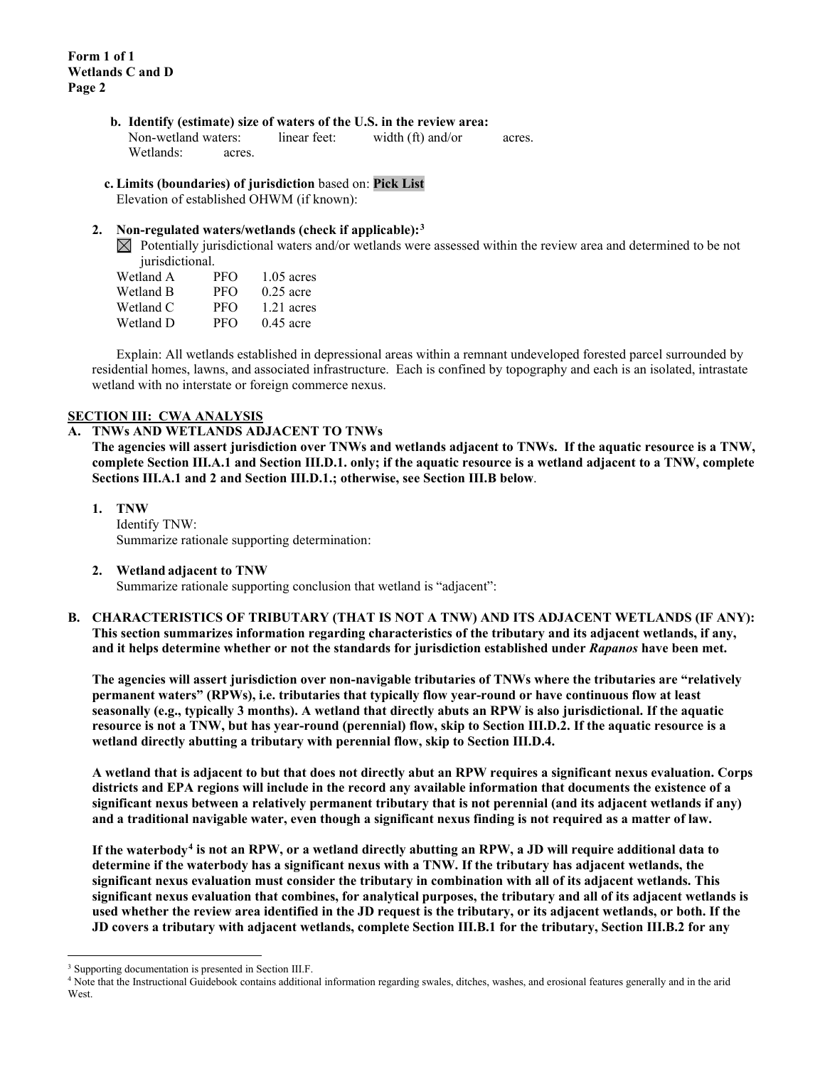**b. Identify (estimate) size of waters of the U.S. in the review area:**

Non-wetland waters: linear feet: width (ft) and/or acres.

Wetlands: acres.

**c. Limits (boundaries) of jurisdiction** based on: **Pick List**

Elevation of established OHWM (if known):

**2. Non-regulated waters/wetlands (check if applicable):**[3]

☒ Potentially jurisdictional waters and/or wetlands were assessed within the review area and determined to be not jurisdictional.

| | | |
|---|---|---|
| Wetland A | PFO | 1.05 acres |
| Wetland B | PFO | 0.25 acre |
| Wetland C | PFO | 1.21 acres |
| Wetland D | PFO | 0.45 acre |

Explain: All wetlands established in depressional areas within a remnant undeveloped forested parcel surrounded by residential homes, lawns, and associated infrastructure. Each is confined by topography and each is an isolated, intrastate wetland with no interstate or foreign commerce nexus.

## SECTION III: CWA ANALYSIS

### A. TNWs AND WETLANDS ADJACENT TO TNWs

**The agencies will assert jurisdiction over TNWs and wetlands adjacent to TNWs. If the aquatic resource is a TNW, complete Section III.A.1 and Section III.D.1. only; if the aquatic resource is a wetland adjacent to a TNW, complete Sections III.A.1 and 2 and Section III.D.1.; otherwise, see Section III.B below**.

**1. TNW**

Identify TNW:

Summarize rationale supporting determination:

**2. Wetland adjacent to TNW**

Summarize rationale supporting conclusion that wetland is "adjacent":

### B. CHARACTERISTICS OF TRIBUTARY (THAT IS NOT A TNW) AND ITS ADJACENT WETLANDS (IF ANY):

**This section summarizes information regarding characteristics of the tributary and its adjacent wetlands, if any, and it helps determine whether or not the standards for jurisdiction established under *Rapanos* have been met.**

**The agencies will assert jurisdiction over non-navigable tributaries of TNWs where the tributaries are "relatively permanent waters" (RPWs), i.e. tributaries that typically flow year-round or have continuous flow at least seasonally (e.g., typically 3 months). A wetland that directly abuts an RPW is also jurisdictional. If the aquatic resource is not a TNW, but has year-round (perennial) flow, skip to Section III.D.2. If the aquatic resource is a wetland directly abutting a tributary with perennial flow, skip to Section III.D.4.**

**A wetland that is adjacent to but that does not directly abut an RPW requires a significant nexus evaluation. Corps districts and EPA regions will include in the record any available information that documents the existence of a significant nexus between a relatively permanent tributary that is not perennial (and its adjacent wetlands if any) and a traditional navigable water, even though a significant nexus finding is not required as a matter of law.**

**If the waterbody[4] is not an RPW, or a wetland directly abutting an RPW, a JD will require additional data to determine if the waterbody has a significant nexus with a TNW. If the tributary has adjacent wetlands, the significant nexus evaluation must consider the tributary in combination with all of its adjacent wetlands. This significant nexus evaluation that combines, for analytical purposes, the tributary and all of its adjacent wetlands is used whether the review area identified in the JD request is the tributary, or its adjacent wetlands, or both. If the JD covers a tributary with adjacent wetlands, complete Section III.B.1 for the tributary, Section III.B.2 for any**

---

[3] Supporting documentation is presented in Section III.F.

[4] Note that the Instructional Guidebook contains additional information regarding swales, ditches, washes, and erosional features generally and in the arid West.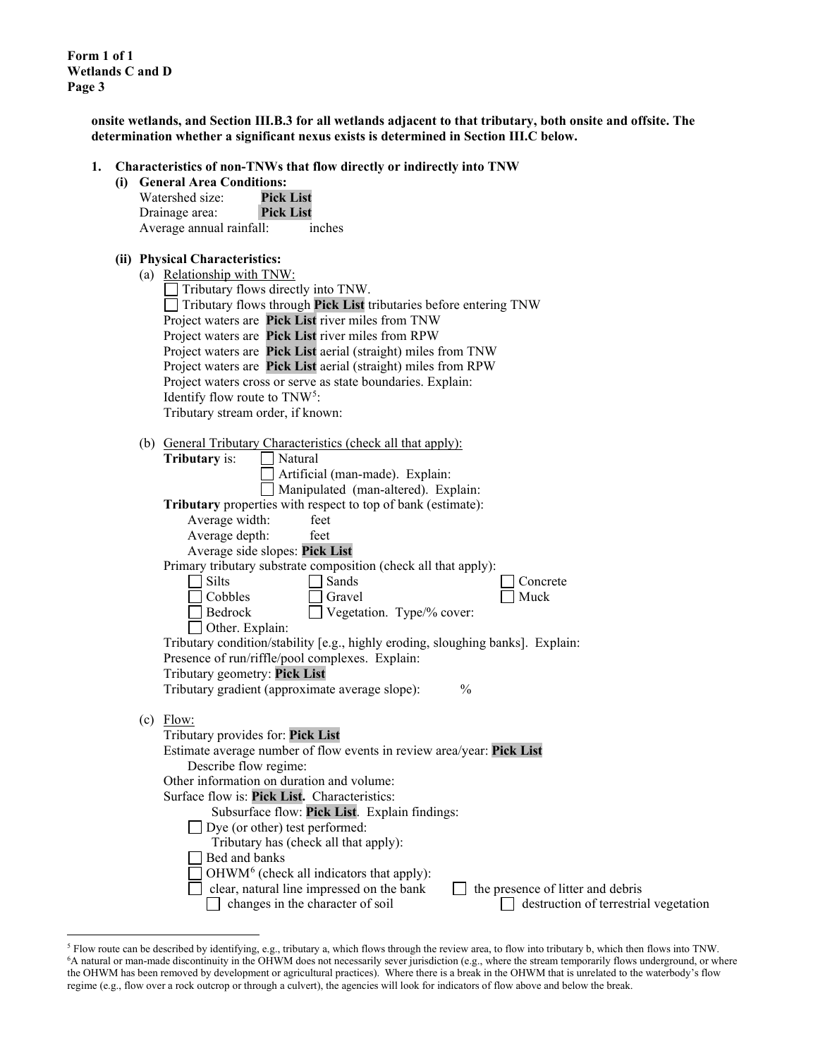**onsite wetlands, and Section III.B.3 for all wetlands adjacent to that tributary, both onsite and offsite. The determination whether a significant nexus exists is determined in Section III.C below.**

**1. Characteristics of non-TNWs that flow directly or indirectly into TNW**

**(i) General Area Conditions:**

Watershed size: **Pick List**
Drainage area: **Pick List**
Average annual rainfall: inches

**(ii) Physical Characteristics:**

(a) Relationship with TNW:

☐ Tributary flows directly into TNW.
☐ Tributary flows through **Pick List** tributaries before entering TNW

Project waters are **Pick List** river miles from TNW
Project waters are **Pick List** river miles from RPW
Project waters are **Pick List** aerial (straight) miles from TNW
Project waters are **Pick List** aerial (straight) miles from RPW
Project waters cross or serve as state boundaries. Explain:
Identify flow route to TNW[5]:
Tributary stream order, if known:

(b) General Tributary Characteristics (check all that apply):

**Tributary** is: ☐ Natural
☐ Artificial (man-made). Explain:
☐ Manipulated (man-altered). Explain:

**Tributary** properties with respect to top of bank (estimate):

Average width: feet
Average depth: feet
Average side slopes: **Pick List**

Primary tributary substrate composition (check all that apply):

☐ Silts ☐ Sands ☐ Concrete
☐ Cobbles ☐ Gravel ☐ Muck
☐ Bedrock ☐ Vegetation. Type/% cover:
☐ Other. Explain:

Tributary condition/stability [e.g., highly eroding, sloughing banks]. Explain:
Presence of run/riffle/pool complexes. Explain:
Tributary geometry: **Pick List**
Tributary gradient (approximate average slope): %

(c) Flow:

Tributary provides for: **Pick List**
Estimate average number of flow events in review area/year: **Pick List**
Describe flow regime:
Other information on duration and volume:
Surface flow is: **Pick List.** Characteristics:
Subsurface flow: **Pick List**. Explain findings:
☐ Dye (or other) test performed:

Tributary has (check all that apply):
☐ Bed and banks
☐ OHWM[6] (check all indicators that apply):
☐ clear, natural line impressed on the bank ☐ the presence of litter and debris
☐ changes in the character of soil ☐ destruction of terrestrial vegetation

---

[5] Flow route can be described by identifying, e.g., tributary a, which flows through the review area, to flow into tributary b, which then flows into TNW.

[6] A natural or man-made discontinuity in the OHWM does not necessarily sever jurisdiction (e.g., where the stream temporarily flows underground, or where the OHWM has been removed by development or agricultural practices). Where there is a break in the OHWM that is unrelated to the waterbody's flow regime (e.g., flow over a rock outcrop or through a culvert), the agencies will look for indicators of flow above and below the break.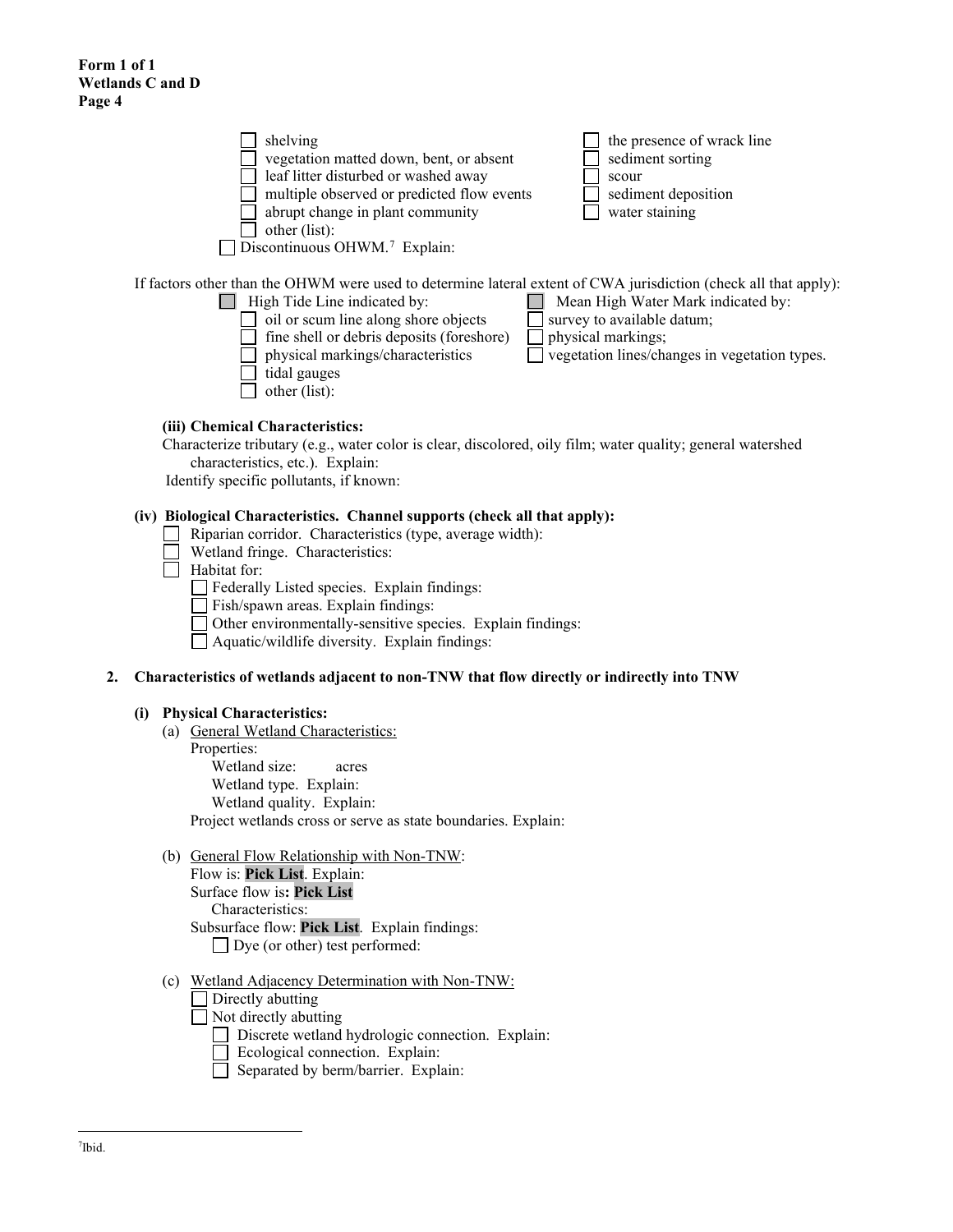**Form 1 of 1**
**Wetlands C and D**
**Page 4**

- ☐ shelving
- ☐ vegetation matted down, bent, or absent
- ☐ leaf litter disturbed or washed away
- ☐ multiple observed or predicted flow events
- ☐ abrupt change in plant community
- ☐ other (list):
- ☐ the presence of wrack line
- ☐ sediment sorting
- ☐ scour
- ☐ sediment deposition
- ☐ water staining

☐ Discontinuous OHWM.[7] Explain:

If factors other than the OHWM were used to determine lateral extent of CWA jurisdiction (check all that apply):

☐ High Tide Line indicated by:
- ☐ oil or scum line along shore objects
- ☐ fine shell or debris deposits (foreshore)
- ☐ physical markings/characteristics
- ☐ tidal gauges
- ☐ other (list):

☐ Mean High Water Mark indicated by:
- ☐ survey to available datum;
- ☐ physical markings;
- ☐ vegetation lines/changes in vegetation types.

**(iii) Chemical Characteristics:**

Characterize tributary (e.g., water color is clear, discolored, oily film; water quality; general watershed characteristics, etc.). Explain:

Identify specific pollutants, if known:

**(iv) Biological Characteristics. Channel supports (check all that apply):**

- ☐ Riparian corridor. Characteristics (type, average width):
- ☐ Wetland fringe. Characteristics:
- ☐ Habitat for:
  - ☐ Federally Listed species. Explain findings:
  - ☐ Fish/spawn areas. Explain findings:
  - ☐ Other environmentally-sensitive species. Explain findings:
  - ☐ Aquatic/wildlife diversity. Explain findings:

**2. Characteristics of wetlands adjacent to non-TNW that flow directly or indirectly into TNW**

**(i) Physical Characteristics:**

(a) General Wetland Characteristics:

Properties:

Wetland size: acres

Wetland type. Explain:

Wetland quality. Explain:

Project wetlands cross or serve as state boundaries. Explain:

(b) General Flow Relationship with Non-TNW:

Flow is: **Pick List**. Explain:

Surface flow is**: Pick List**

Characteristics:

Subsurface flow: **Pick List**. Explain findings:

☐ Dye (or other) test performed:

(c) Wetland Adjacency Determination with Non-TNW:

- ☐ Directly abutting
- ☐ Not directly abutting
  - ☐ Discrete wetland hydrologic connection. Explain:
  - ☐ Ecological connection. Explain:
  - ☐ Separated by berm/barrier. Explain:

[7]Ibid.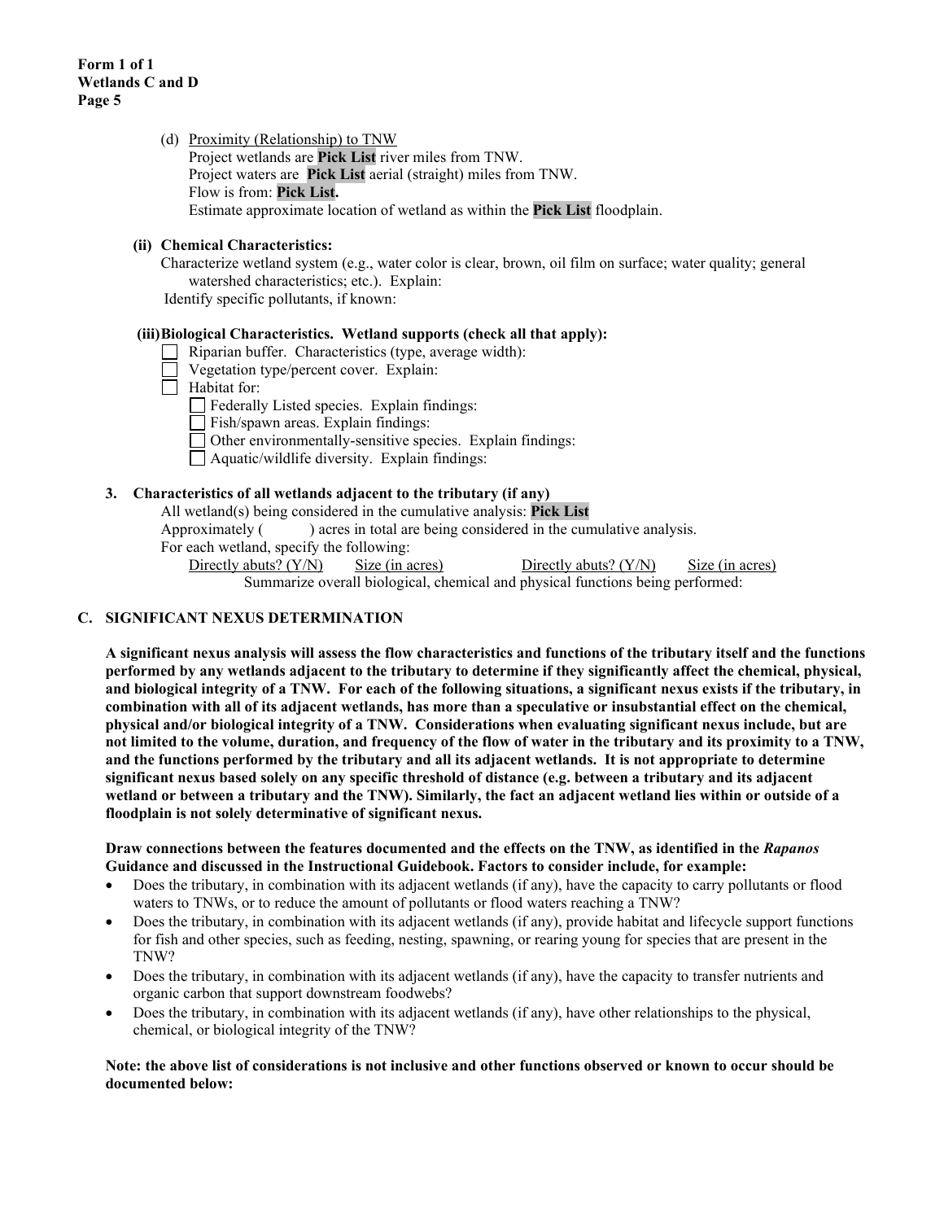**Form 1 of 1**
**Wetlands C and D**
**Page 5**

(d) Proximity (Relationship) to TNW
Project wetlands are **Pick List** river miles from TNW.
Project waters are **Pick List** aerial (straight) miles from TNW.
Flow is from: **Pick List.**
Estimate approximate location of wetland as within the **Pick List** floodplain.

**(ii) Chemical Characteristics:**

Characterize wetland system (e.g., water color is clear, brown, oil film on surface; water quality; general watershed characteristics; etc.). Explain:
Identify specific pollutants, if known:

**(iii) Biological Characteristics. Wetland supports (check all that apply):**

- ☐ Riparian buffer. Characteristics (type, average width):
- ☐ Vegetation type/percent cover. Explain:
- ☐ Habitat for:
  - ☐ Federally Listed species. Explain findings:
  - ☐ Fish/spawn areas. Explain findings:
  - ☐ Other environmentally-sensitive species. Explain findings:
  - ☐ Aquatic/wildlife diversity. Explain findings:

**3. Characteristics of all wetlands adjacent to the tributary (if any)**

All wetland(s) being considered in the cumulative analysis: **Pick List**
Approximately (          ) acres in total are being considered in the cumulative analysis.
For each wetland, specify the following:

| Directly abuts? (Y/N) | Size (in acres) | Directly abuts? (Y/N) | Size (in acres) |
|---|---|---|---|

Summarize overall biological, chemical and physical functions being performed:

## C. SIGNIFICANT NEXUS DETERMINATION

**A significant nexus analysis will assess the flow characteristics and functions of the tributary itself and the functions performed by any wetlands adjacent to the tributary to determine if they significantly affect the chemical, physical, and biological integrity of a TNW. For each of the following situations, a significant nexus exists if the tributary, in combination with all of its adjacent wetlands, has more than a speculative or insubstantial effect on the chemical, physical and/or biological integrity of a TNW. Considerations when evaluating significant nexus include, but are not limited to the volume, duration, and frequency of the flow of water in the tributary and its proximity to a TNW, and the functions performed by the tributary and all its adjacent wetlands. It is not appropriate to determine significant nexus based solely on any specific threshold of distance (e.g. between a tributary and its adjacent wetland or between a tributary and the TNW). Similarly, the fact an adjacent wetland lies within or outside of a floodplain is not solely determinative of significant nexus.**

**Draw connections between the features documented and the effects on the TNW, as identified in the *Rapanos* Guidance and discussed in the Instructional Guidebook. Factors to consider include, for example:**

- Does the tributary, in combination with its adjacent wetlands (if any), have the capacity to carry pollutants or flood waters to TNWs, or to reduce the amount of pollutants or flood waters reaching a TNW?
- Does the tributary, in combination with its adjacent wetlands (if any), provide habitat and lifecycle support functions for fish and other species, such as feeding, nesting, spawning, or rearing young for species that are present in the TNW?
- Does the tributary, in combination with its adjacent wetlands (if any), have the capacity to transfer nutrients and organic carbon that support downstream foodwebs?
- Does the tributary, in combination with its adjacent wetlands (if any), have other relationships to the physical, chemical, or biological integrity of the TNW?

**Note: the above list of considerations is not inclusive and other functions observed or known to occur should be documented below:**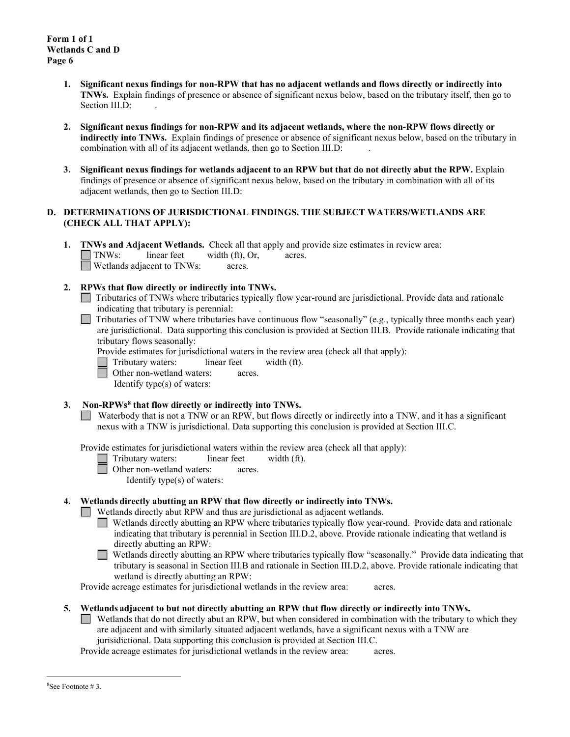**Form 1 of 1**
**Wetlands C and D**
**Page 6**

1. **Significant nexus findings for non-RPW that has no adjacent wetlands and flows directly or indirectly into TNWs.** Explain findings of presence or absence of significant nexus below, based on the tributary itself, then go to Section III.D: .

2. **Significant nexus findings for non-RPW and its adjacent wetlands, where the non-RPW flows directly or indirectly into TNWs.** Explain findings of presence or absence of significant nexus below, based on the tributary in combination with all of its adjacent wetlands, then go to Section III.D: .

3. **Significant nexus findings for wetlands adjacent to an RPW but that do not directly abut the RPW.** Explain findings of presence or absence of significant nexus below, based on the tributary in combination with all of its adjacent wetlands, then go to Section III.D:

## D. DETERMINATIONS OF JURISDICTIONAL FINDINGS. THE SUBJECT WATERS/WETLANDS ARE (CHECK ALL THAT APPLY):

1. **TNWs and Adjacent Wetlands.** Check all that apply and provide size estimates in review area:
   - ☐ TNWs: linear feet width (ft), Or, acres.
   - ☐ Wetlands adjacent to TNWs: acres.

2. **RPWs that flow directly or indirectly into TNWs.**
   - ☐ Tributaries of TNWs where tributaries typically flow year-round are jurisdictional. Provide data and rationale indicating that tributary is perennial: .
   - ☐ Tributaries of TNW where tributaries have continuous flow "seasonally" (e.g., typically three months each year) are jurisdictional. Data supporting this conclusion is provided at Section III.B. Provide rationale indicating that tributary flows seasonally:

   Provide estimates for jurisdictional waters in the review area (check all that apply):
   - ☐ Tributary waters: linear feet width (ft).
   - ☐ Other non-wetland waters: acres.
     Identify type(s) of waters:

3. **Non-RPWs[8] that flow directly or indirectly into TNWs.**
   - ☐ Waterbody that is not a TNW or an RPW, but flows directly or indirectly into a TNW, and it has a significant nexus with a TNW is jurisdictional. Data supporting this conclusion is provided at Section III.C.

   Provide estimates for jurisdictional waters within the review area (check all that apply):
   - ☐ Tributary waters: linear feet width (ft).
   - ☐ Other non-wetland waters: acres.
     Identify type(s) of waters:

4. **Wetlands directly abutting an RPW that flow directly or indirectly into TNWs.**
   - ☐ Wetlands directly abut RPW and thus are jurisdictional as adjacent wetlands.
     - ☐ Wetlands directly abutting an RPW where tributaries typically flow year-round. Provide data and rationale indicating that tributary is perennial in Section III.D.2, above. Provide rationale indicating that wetland is directly abutting an RPW:
     - ☐ Wetlands directly abutting an RPW where tributaries typically flow "seasonally." Provide data indicating that tributary is seasonal in Section III.B and rationale in Section III.D.2, above. Provide rationale indicating that wetland is directly abutting an RPW:

   Provide acreage estimates for jurisdictional wetlands in the review area: acres.

5. **Wetlands adjacent to but not directly abutting an RPW that flow directly or indirectly into TNWs.**
   - ☐ Wetlands that do not directly abut an RPW, but when considered in combination with the tributary to which they are adjacent and with similarly situated adjacent wetlands, have a significant nexus with a TNW are jurisidictional. Data supporting this conclusion is provided at Section III.C.

   Provide acreage estimates for jurisdictional wetlands in the review area: acres.

---

[8]See Footnote # 3.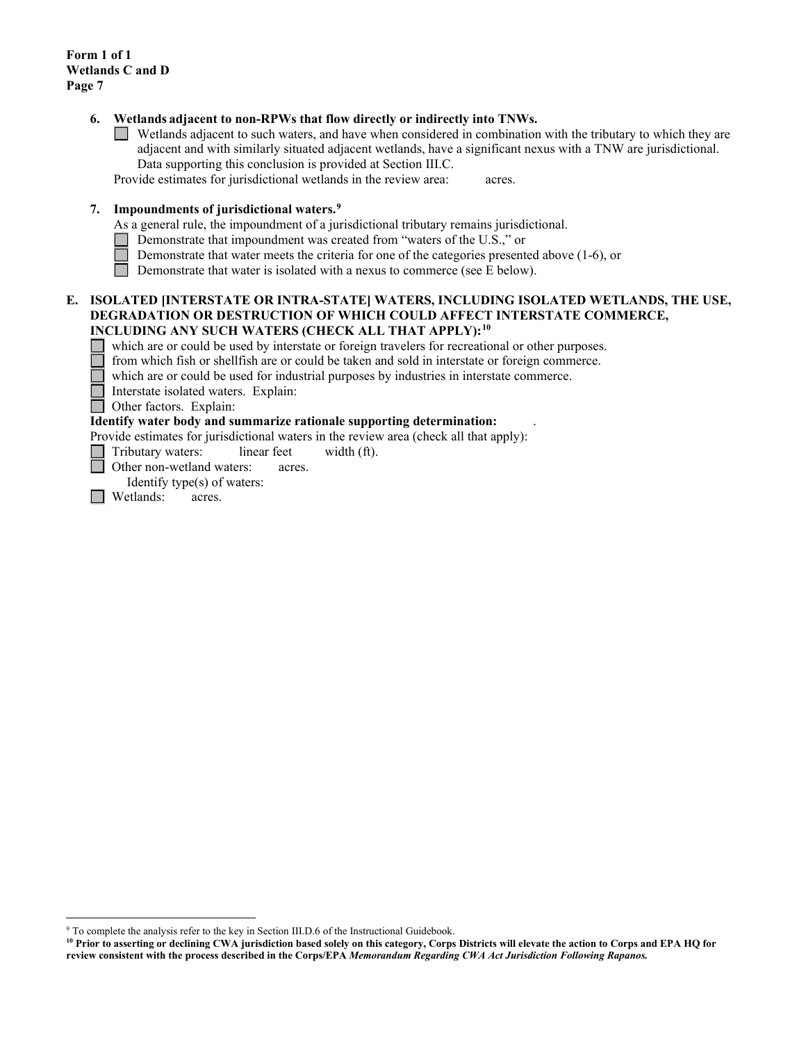**6. Wetlands adjacent to non-RPWs that flow directly or indirectly into TNWs.**

☐ Wetlands adjacent to such waters, and have when considered in combination with the tributary to which they are adjacent and with similarly situated adjacent wetlands, have a significant nexus with a TNW are jurisdictional. Data supporting this conclusion is provided at Section III.C.

Provide estimates for jurisdictional wetlands in the review area:          acres.

**7. Impoundments of jurisdictional waters.**[9]

As a general rule, the impoundment of a jurisdictional tributary remains jurisdictional.

☐ Demonstrate that impoundment was created from "waters of the U.S.," or

☐ Demonstrate that water meets the criteria for one of the categories presented above (1-6), or

☐ Demonstrate that water is isolated with a nexus to commerce (see E below).

## E. ISOLATED [INTERSTATE OR INTRA-STATE] WATERS, INCLUDING ISOLATED WETLANDS, THE USE, DEGRADATION OR DESTRUCTION OF WHICH COULD AFFECT INTERSTATE COMMERCE, INCLUDING ANY SUCH WATERS (CHECK ALL THAT APPLY):[10]

☐ which are or could be used by interstate or foreign travelers for recreational or other purposes.

☐ from which fish or shellfish are or could be taken and sold in interstate or foreign commerce.

☐ which are or could be used for industrial purposes by industries in interstate commerce.

☐ Interstate isolated waters. Explain:

☐ Other factors. Explain:

**Identify water body and summarize rationale supporting determination:** .

Provide estimates for jurisdictional waters in the review area (check all that apply):

☐ Tributary waters:          linear feet          width (ft).

☐ Other non-wetland waters:          acres.

Identify type(s) of waters:

☐ Wetlands:          acres.

---

[9] To complete the analysis refer to the key in Section III.D.6 of the Instructional Guidebook.

**[10] Prior to asserting or declining CWA jurisdiction based solely on this category, Corps Districts will elevate the action to Corps and EPA HQ for review consistent with the process described in the Corps/EPA *Memorandum Regarding CWA Act Jurisdiction Following Rapanos.***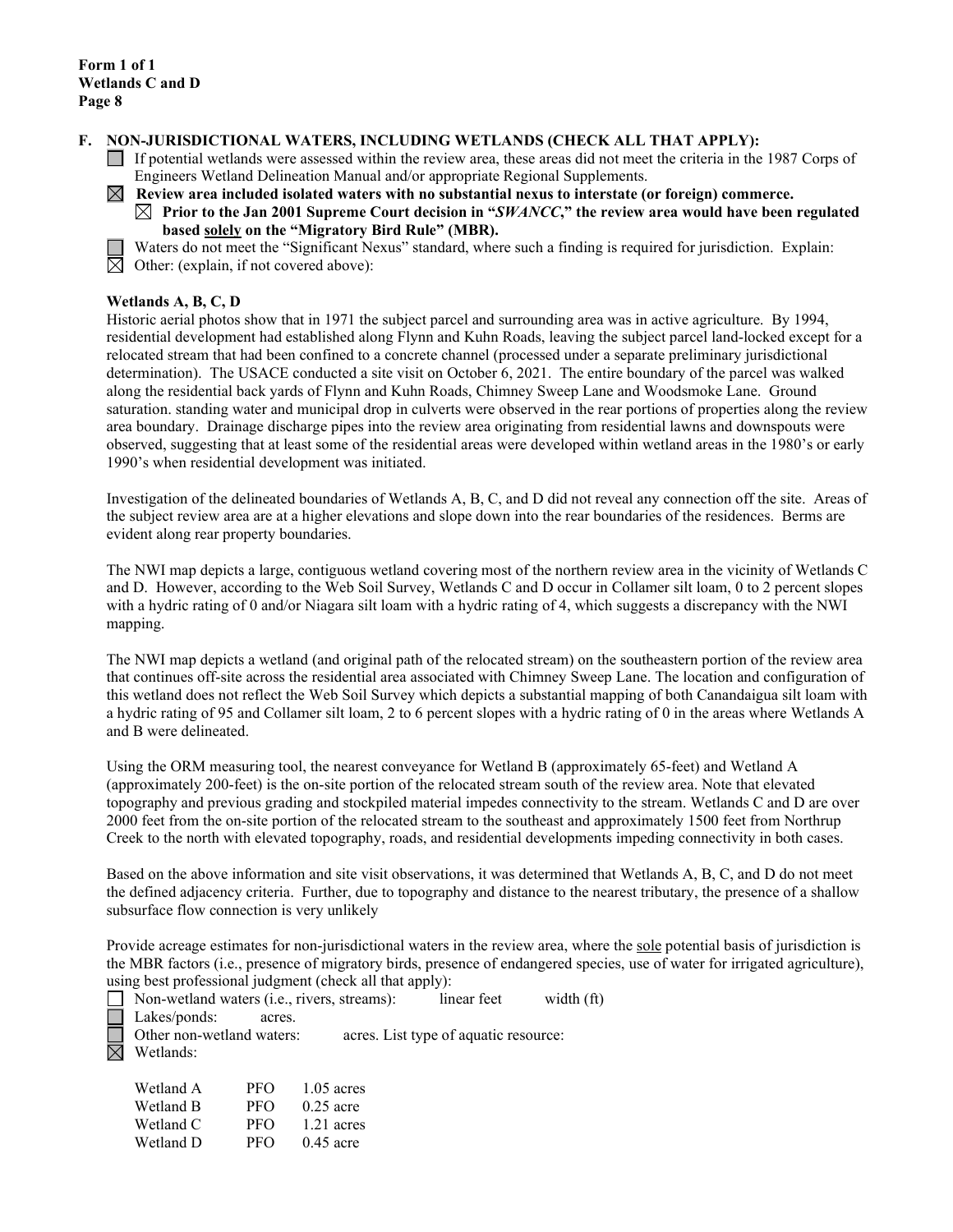**Form 1 of 1**
**Wetlands C and D**
**Page 8**

**F. NON-JURISDICTIONAL WATERS, INCLUDING WETLANDS (CHECK ALL THAT APPLY):**

☐ If potential wetlands were assessed within the review area, these areas did not meet the criteria in the 1987 Corps of Engineers Wetland Delineation Manual and/or appropriate Regional Supplements.

☒ **Review area included isolated waters with no substantial nexus to interstate (or foreign) commerce.**

☒ **Prior to the Jan 2001 Supreme Court decision in "*SWANCC*," the review area would have been regulated based solely on the "Migratory Bird Rule" (MBR).**

☐ Waters do not meet the "Significant Nexus" standard, where such a finding is required for jurisdiction. Explain:

☒ Other: (explain, if not covered above):

**Wetlands A, B, C, D**

Historic aerial photos show that in 1971 the subject parcel and surrounding area was in active agriculture. By 1994, residential development had established along Flynn and Kuhn Roads, leaving the subject parcel land-locked except for a relocated stream that had been confined to a concrete channel (processed under a separate preliminary jurisdictional determination). The USACE conducted a site visit on October 6, 2021. The entire boundary of the parcel was walked along the residential back yards of Flynn and Kuhn Roads, Chimney Sweep Lane and Woodsmoke Lane. Ground saturation. standing water and municipal drop in culverts were observed in the rear portions of properties along the review area boundary. Drainage discharge pipes into the review area originating from residential lawns and downspouts were observed, suggesting that at least some of the residential areas were developed within wetland areas in the 1980's or early 1990's when residential development was initiated.

Investigation of the delineated boundaries of Wetlands A, B, C, and D did not reveal any connection off the site. Areas of the subject review area are at a higher elevations and slope down into the rear boundaries of the residences. Berms are evident along rear property boundaries.

The NWI map depicts a large, contiguous wetland covering most of the northern review area in the vicinity of Wetlands C and D. However, according to the Web Soil Survey, Wetlands C and D occur in Collamer silt loam, 0 to 2 percent slopes with a hydric rating of 0 and/or Niagara silt loam with a hydric rating of 4, which suggests a discrepancy with the NWI mapping.

The NWI map depicts a wetland (and original path of the relocated stream) on the southeastern portion of the review area that continues off-site across the residential area associated with Chimney Sweep Lane. The location and configuration of this wetland does not reflect the Web Soil Survey which depicts a substantial mapping of both Canandaigua silt loam with a hydric rating of 95 and Collamer silt loam, 2 to 6 percent slopes with a hydric rating of 0 in the areas where Wetlands A and B were delineated.

Using the ORM measuring tool, the nearest conveyance for Wetland B (approximately 65-feet) and Wetland A (approximately 200-feet) is the on-site portion of the relocated stream south of the review area. Note that elevated topography and previous grading and stockpiled material impedes connectivity to the stream. Wetlands C and D are over 2000 feet from the on-site portion of the relocated stream to the southeast and approximately 1500 feet from Northrup Creek to the north with elevated topography, roads, and residential developments impeding connectivity in both cases.

Based on the above information and site visit observations, it was determined that Wetlands A, B, C, and D do not meet the defined adjacency criteria. Further, due to topography and distance to the nearest tributary, the presence of a shallow subsurface flow connection is very unlikely

Provide acreage estimates for non-jurisdictional waters in the review area, where the sole potential basis of jurisdiction is the MBR factors (i.e., presence of migratory birds, presence of endangered species, use of water for irrigated agriculture), using best professional judgment (check all that apply):

☐ Non-wetland waters (i.e., rivers, streams): linear feet width (ft)

☐ Lakes/ponds: acres.

☐ Other non-wetland waters: acres. List type of aquatic resource:

☒ Wetlands:

| | | |
|---|---|---|
| Wetland A | PFO | 1.05 acres |
| Wetland B | PFO | 0.25 acre |
| Wetland C | PFO | 1.21 acres |
| Wetland D | PFO | 0.45 acre |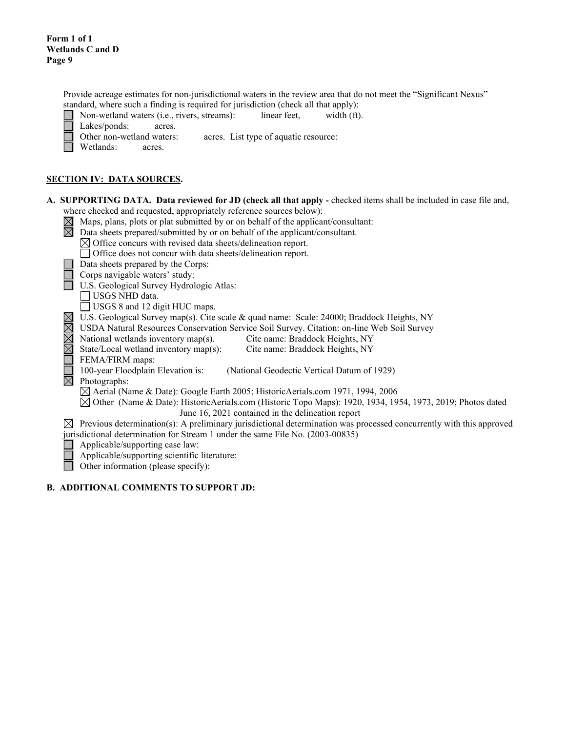Provide acreage estimates for non-jurisdictional waters in the review area that do not meet the "Significant Nexus" standard, where such a finding is required for jurisdiction (check all that apply):

- ☐ Non-wetland waters (i.e., rivers, streams): linear feet, width (ft).
- ☐ Lakes/ponds: acres.
- ☐ Other non-wetland waters: acres. List type of aquatic resource:
- ☐ Wetlands: acres.

## SECTION IV: DATA SOURCES.

**A. SUPPORTING DATA. Data reviewed for JD (check all that apply -** checked items shall be included in case file and, where checked and requested, appropriately reference sources below):

- ☒ Maps, plans, plots or plat submitted by or on behalf of the applicant/consultant:
- ☒ Data sheets prepared/submitted by or on behalf of the applicant/consultant.
  - ☒ Office concurs with revised data sheets/delineation report.
  - ☐ Office does not concur with data sheets/delineation report.
- ☐ Data sheets prepared by the Corps:
- ☐ Corps navigable waters' study:
- ☐ U.S. Geological Survey Hydrologic Atlas:
  - ☐ USGS NHD data.
  - ☐ USGS 8 and 12 digit HUC maps.
- ☒ U.S. Geological Survey map(s). Cite scale & quad name: Scale: 24000; Braddock Heights, NY
- ☒ USDA Natural Resources Conservation Service Soil Survey. Citation: on-line Web Soil Survey
- ☒ National wetlands inventory map(s). Cite name: Braddock Heights, NY
- ☒ State/Local wetland inventory map(s): Cite name: Braddock Heights, NY
- ☐ FEMA/FIRM maps:
- ☐ 100-year Floodplain Elevation is: (National Geodectic Vertical Datum of 1929)
- ☒ Photographs:
  - ☒ Aerial (Name & Date): Google Earth 2005; HistoricAerials.com 1971, 1994, 2006
  - ☒ Other (Name & Date): HistoricAerials.com (Historic Topo Maps): 1920, 1934, 1954, 1973, 2019; Photos dated June 16, 2021 contained in the delineation report
- ☒ Previous determination(s): A preliminary jurisdictional determination was processed concurrently with this approved jurisdictional determination for Stream 1 under the same File No. (2003-00835)
- ☐ Applicable/supporting case law:
- ☐ Applicable/supporting scientific literature:
- ☐ Other information (please specify):

**B. ADDITIONAL COMMENTS TO SUPPORT JD:**